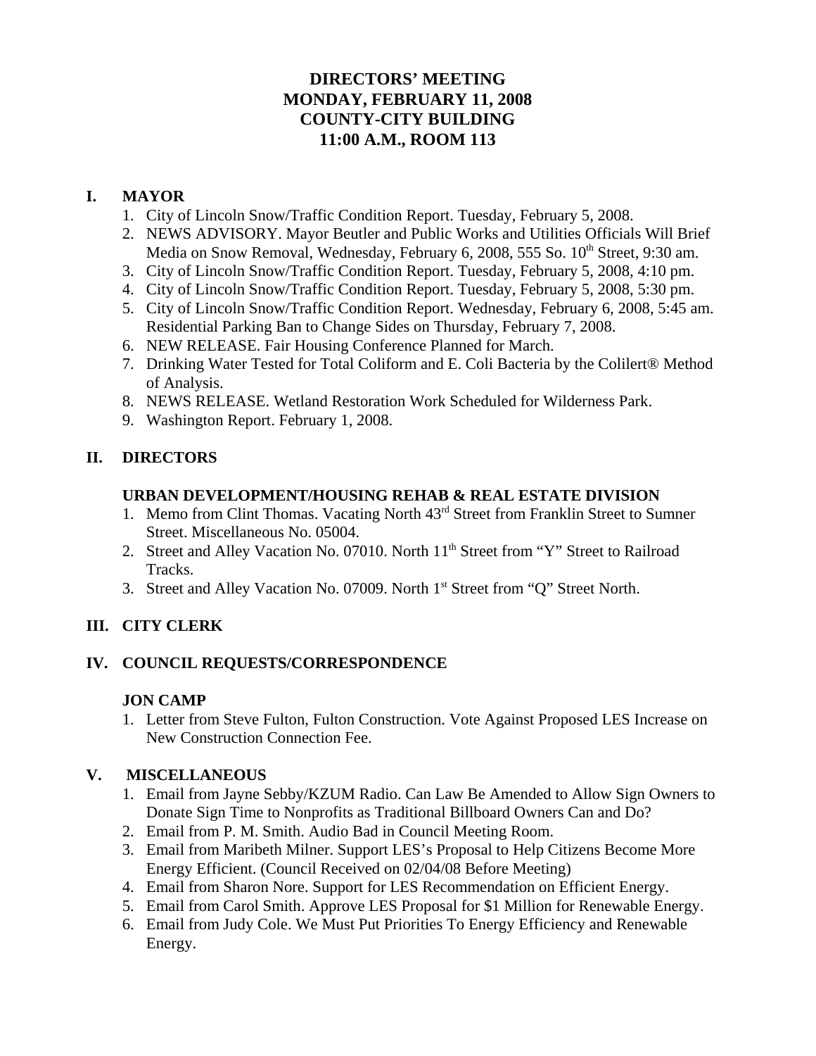# DIRECTORS' MEETING
# MONDAY, FEBRUARY 11, 2008
# COUNTY-CITY BUILDING
# 11:00 A.M., ROOM 113

## I. MAYOR

1. City of Lincoln Snow/Traffic Condition Report. Tuesday, February 5, 2008.
2. NEWS ADVISORY. Mayor Beutler and Public Works and Utilities Officials Will Brief Media on Snow Removal, Wednesday, February 6, 2008, 555 So. 10th Street, 9:30 am.
3. City of Lincoln Snow/Traffic Condition Report. Tuesday, February 5, 2008, 4:10 pm.
4. City of Lincoln Snow/Traffic Condition Report. Tuesday, February 5, 2008, 5:30 pm.
5. City of Lincoln Snow/Traffic Condition Report. Wednesday, February 6, 2008, 5:45 am. Residential Parking Ban to Change Sides on Thursday, February 7, 2008.
6. NEW RELEASE. Fair Housing Conference Planned for March.
7. Drinking Water Tested for Total Coliform and E. Coli Bacteria by the Colilert® Method of Analysis.
8. NEWS RELEASE. Wetland Restoration Work Scheduled for Wilderness Park.
9. Washington Report. February 1, 2008.

## II. DIRECTORS

### URBAN DEVELOPMENT/HOUSING REHAB & REAL ESTATE DIVISION

1. Memo from Clint Thomas. Vacating North 43rd Street from Franklin Street to Sumner Street. Miscellaneous No. 05004.
2. Street and Alley Vacation No. 07010. North 11th Street from "Y" Street to Railroad Tracks.
3. Street and Alley Vacation No. 07009. North 1st Street from "Q" Street North.

## III. CITY CLERK

## IV. COUNCIL REQUESTS/CORRESPONDENCE

### JON CAMP

1. Letter from Steve Fulton, Fulton Construction. Vote Against Proposed LES Increase on New Construction Connection Fee.

## V. MISCELLANEOUS

1. Email from Jayne Sebby/KZUM Radio. Can Law Be Amended to Allow Sign Owners to Donate Sign Time to Nonprofits as Traditional Billboard Owners Can and Do?
2. Email from P. M. Smith. Audio Bad in Council Meeting Room.
3. Email from Maribeth Milner. Support LES's Proposal to Help Citizens Become More Energy Efficient. (Council Received on 02/04/08 Before Meeting)
4. Email from Sharon Nore. Support for LES Recommendation on Efficient Energy.
5. Email from Carol Smith. Approve LES Proposal for $1 Million for Renewable Energy.
6. Email from Judy Cole. We Must Put Priorities To Energy Efficiency and Renewable Energy.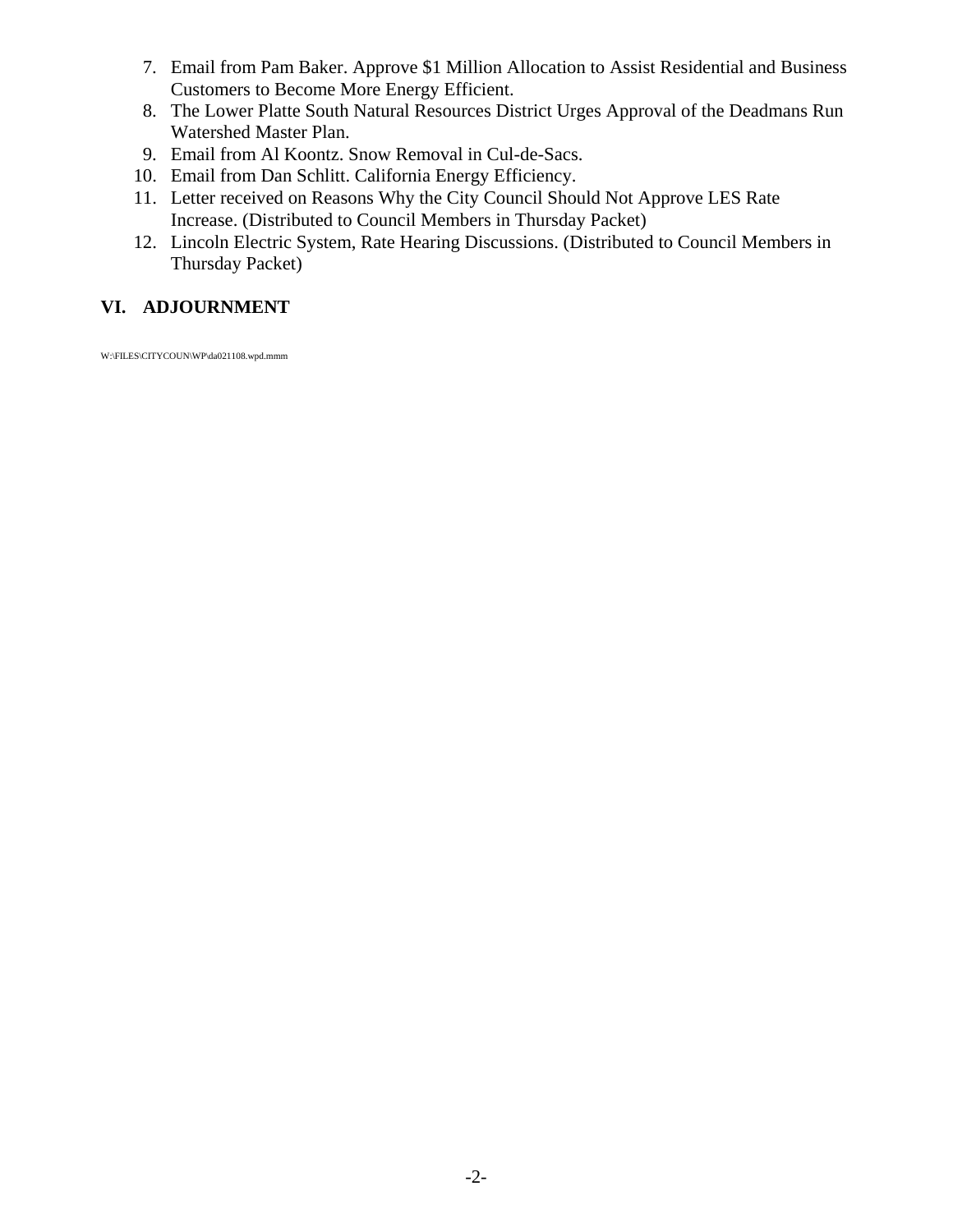7. Email from Pam Baker. Approve $1 Million Allocation to Assist Residential and Business Customers to Become More Energy Efficient.
8. The Lower Platte South Natural Resources District Urges Approval of the Deadmans Run Watershed Master Plan.
9. Email from Al Koontz. Snow Removal in Cul-de-Sacs.
10. Email from Dan Schlitt. California Energy Efficiency.
11. Letter received on Reasons Why the City Council Should Not Approve LES Rate Increase. (Distributed to Council Members in Thursday Packet)
12. Lincoln Electric System, Rate Hearing Discussions. (Distributed to Council Members in Thursday Packet)

## VI. ADJOURNMENT

W:\FILES\CITYCOUN\WP\da021108.wpd.mmm